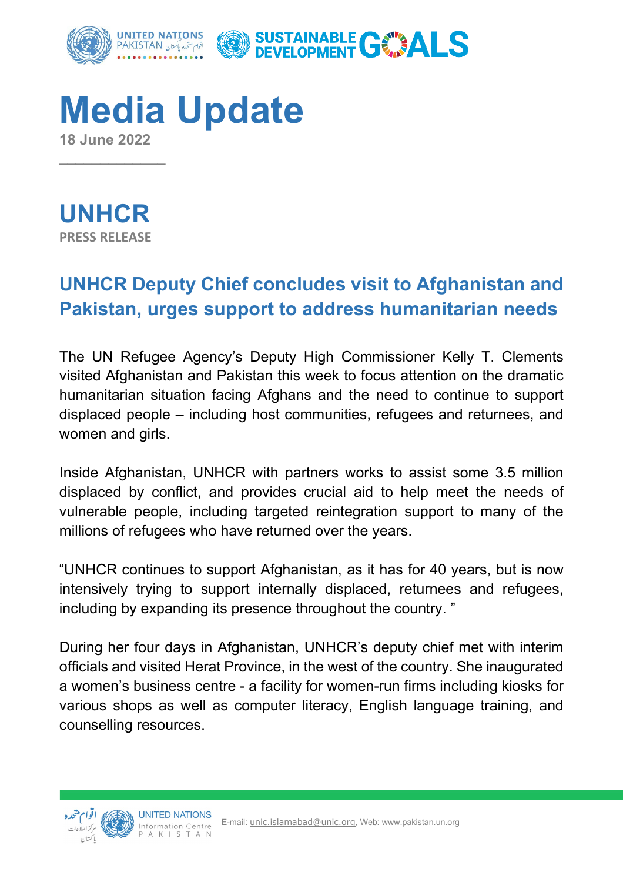# Media Update

**18 June 2022**

## UNHCR

**PRESS RELEASE**

## UNHCR Deputy Chief concludes visit to Afghanistan and Pakistan, urges support to address humanitarian needs

The UN Refugee Agency's Deputy High Commissioner Kelly T. Clements visited Afghanistan and Pakistan this week to focus attention on the dramatic humanitarian situation facing Afghans and the need to continue to support displaced people – including host communities, refugees and returnees, and women and girls.

Inside Afghanistan, UNHCR with partners works to assist some 3.5 million displaced by conflict, and provides crucial aid to help meet the needs of vulnerable people, including targeted reintegration support to many of the millions of refugees who have returned over the years.

"UNHCR continues to support Afghanistan, as it has for 40 years, but is now intensively trying to support internally displaced, returnees and refugees, including by expanding its presence throughout the country. "

During her four days in Afghanistan, UNHCR's deputy chief met with interim officials and visited Herat Province, in the west of the country. She inaugurated a women's business centre - a facility for women-run firms including kiosks for various shops as well as computer literacy, English language training, and counselling resources.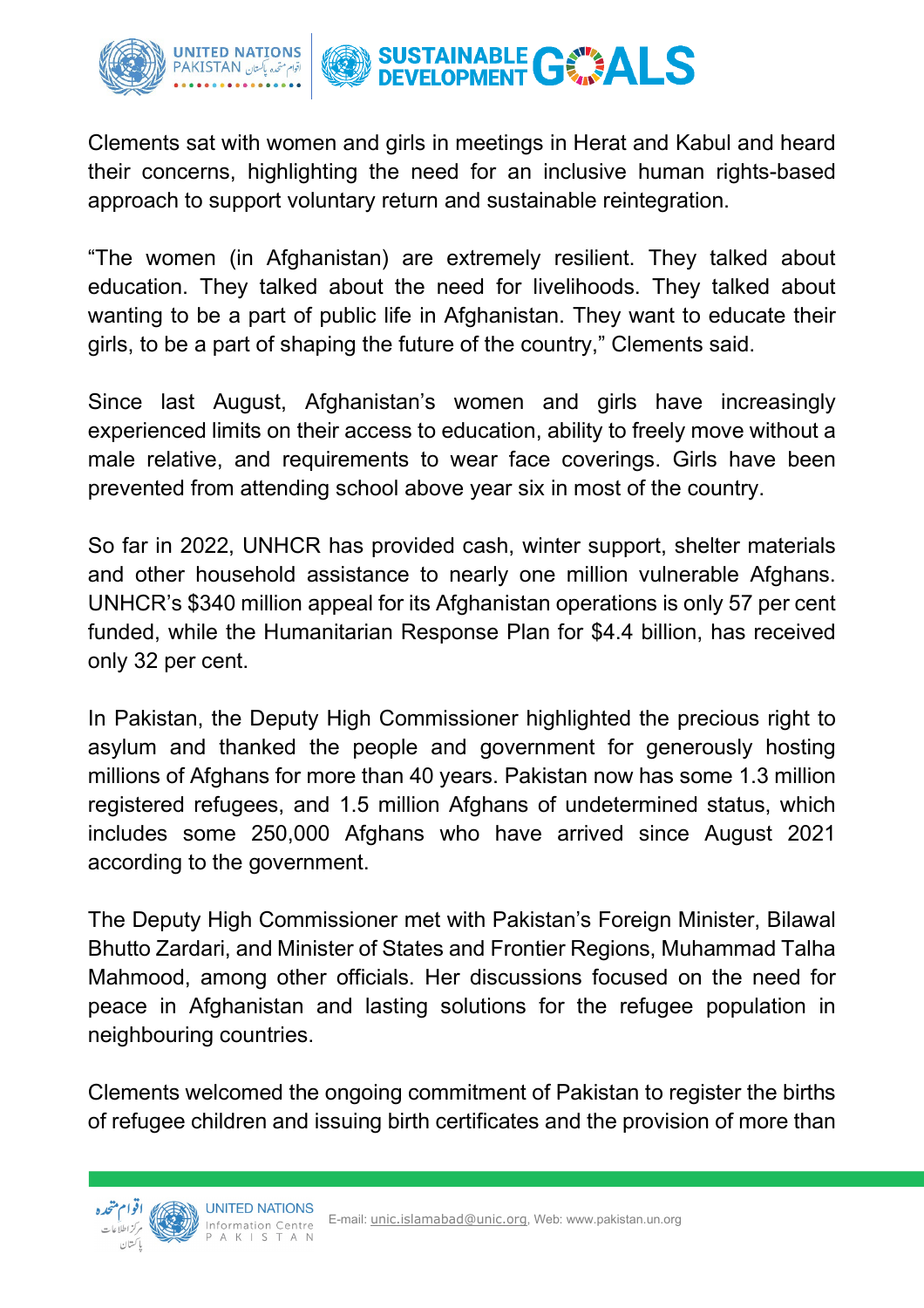Clements sat with women and girls in meetings in Herat and Kabul and heard their concerns, highlighting the need for an inclusive human rights-based approach to support voluntary return and sustainable reintegration.

"The women (in Afghanistan) are extremely resilient. They talked about education. They talked about the need for livelihoods. They talked about wanting to be a part of public life in Afghanistan. They want to educate their girls, to be a part of shaping the future of the country," Clements said.

Since last August, Afghanistan's women and girls have increasingly experienced limits on their access to education, ability to freely move without a male relative, and requirements to wear face coverings. Girls have been prevented from attending school above year six in most of the country.

So far in 2022, UNHCR has provided cash, winter support, shelter materials and other household assistance to nearly one million vulnerable Afghans. UNHCR's $340 million appeal for its Afghanistan operations is only 57 per cent funded, while the Humanitarian Response Plan for $4.4 billion, has received only 32 per cent.

In Pakistan, the Deputy High Commissioner highlighted the precious right to asylum and thanked the people and government for generously hosting millions of Afghans for more than 40 years. Pakistan now has some 1.3 million registered refugees, and 1.5 million Afghans of undetermined status, which includes some 250,000 Afghans who have arrived since August 2021 according to the government.

The Deputy High Commissioner met with Pakistan's Foreign Minister, Bilawal Bhutto Zardari, and Minister of States and Frontier Regions, Muhammad Talha Mahmood, among other officials. Her discussions focused on the need for peace in Afghanistan and lasting solutions for the refugee population in neighbouring countries.

Clements welcomed the ongoing commitment of Pakistan to register the births of refugee children and issuing birth certificates and the provision of more than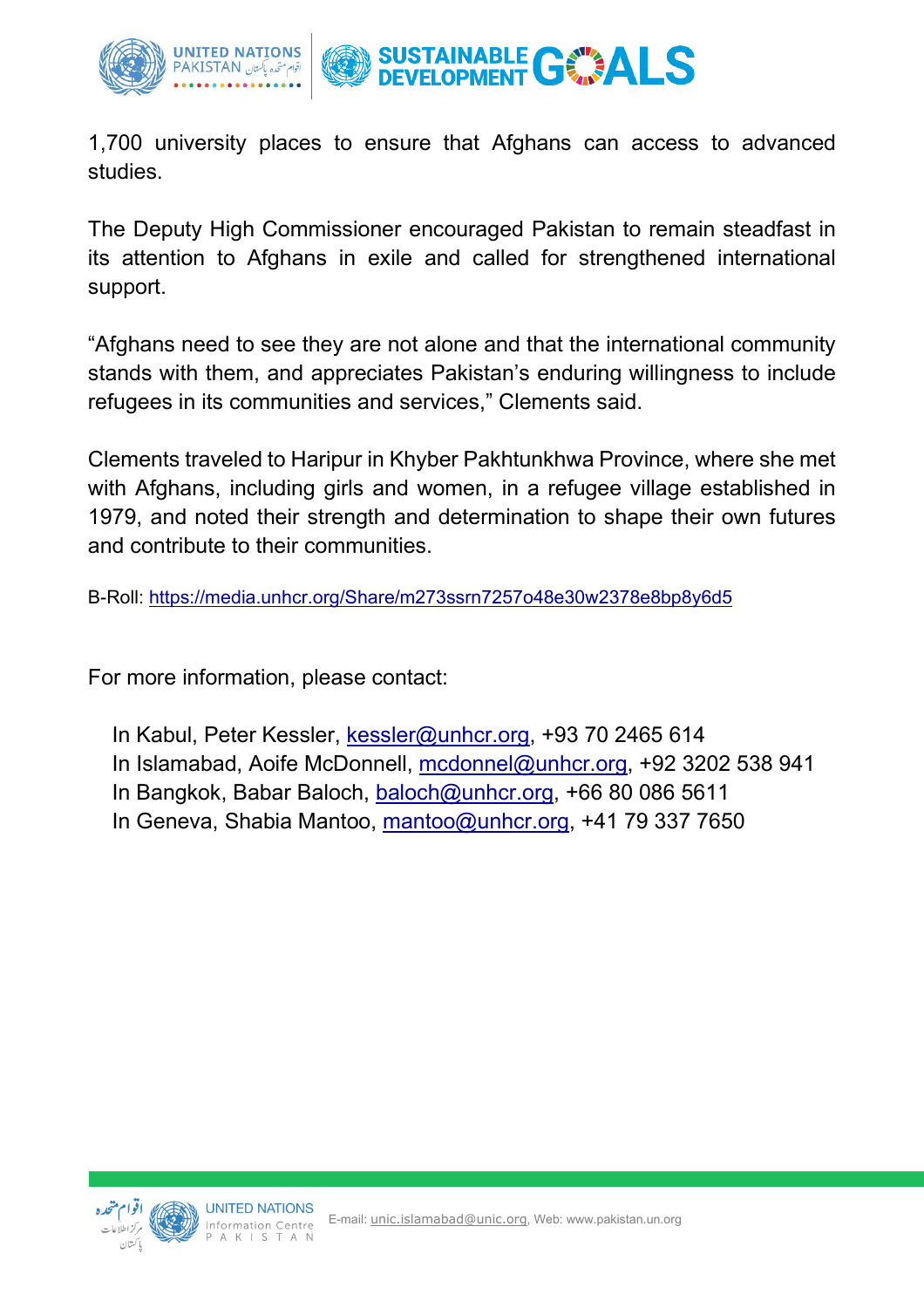1,700 university places to ensure that Afghans can access to advanced studies.

The Deputy High Commissioner encouraged Pakistan to remain steadfast in its attention to Afghans in exile and called for strengthened international support.

“Afghans need to see they are not alone and that the international community stands with them, and appreciates Pakistan’s enduring willingness to include refugees in its communities and services,” Clements said.

Clements traveled to Haripur in Khyber Pakhtunkhwa Province, where she met with Afghans, including girls and women, in a refugee village established in 1979, and noted their strength and determination to shape their own futures and contribute to their communities.

B-Roll: https://media.unhcr.org/Share/m273ssrn7257o48e30w2378e8bp8y6d5

For more information, please contact:

In Kabul, Peter Kessler, kessler@unhcr.org, +93 70 2465 614
In Islamabad, Aoife McDonnell, mcdonnel@unhcr.org, +92 3202 538 941
In Bangkok, Babar Baloch, baloch@unhcr.org, +66 80 086 5611
In Geneva, Shabia Mantoo, mantoo@unhcr.org, +41 79 337 7650